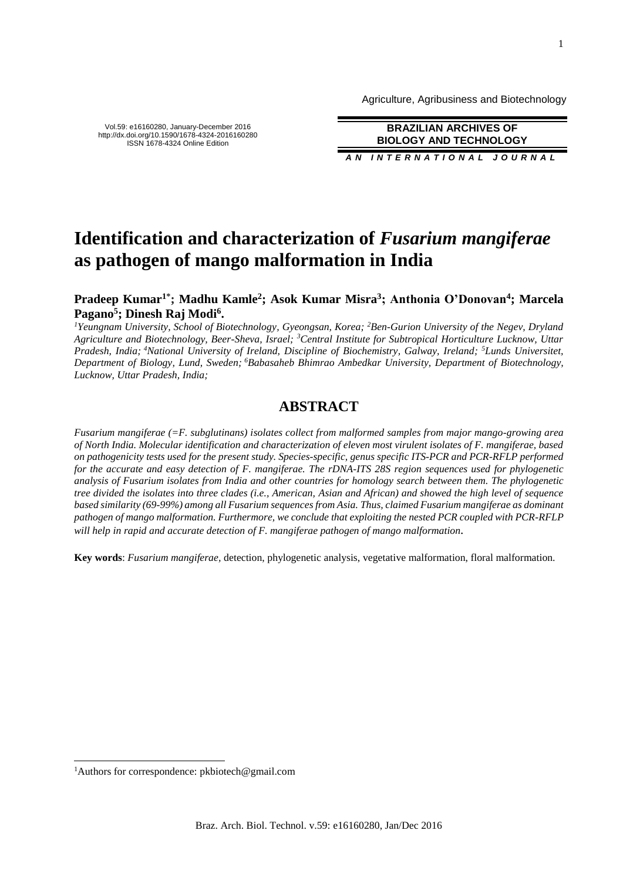# Identification and characterization of *Fusarium mangiferae* as pathogen of mango malformation in India

**Pradeep Kumar[1*]; Madhu Kamle[2]; Asok Kumar Misra[3]; Anthonia O'Donovan[4]; Marcela Pagano[5]; Dinesh Raj Modi[6].**

*[1]Yeungnam University, School of Biotechnology, Gyeongsan, Korea; [2]Ben-Gurion University of the Negev, Dryland Agriculture and Biotechnology, Beer-Sheva, Israel; [3]Central Institute for Subtropical Horticulture Lucknow, Uttar Pradesh, India; [4]National University of Ireland, Discipline of Biochemistry, Galway, Ireland; [5]Lunds Universitet, Department of Biology, Lund, Sweden; [6]Babasaheb Bhimrao Ambedkar University, Department of Biotechnology, Lucknow, Uttar Pradesh, India;*

## ABSTRACT

*Fusarium mangiferae (=F. subglutinans) isolates collect from malformed samples from major mango-growing area of North India. Molecular identification and characterization of eleven most virulent isolates of F. mangiferae, based on pathogenicity tests used for the present study. Species-specific, genus specific ITS-PCR and PCR-RFLP performed for the accurate and easy detection of F. mangiferae. The rDNA-ITS 28S region sequences used for phylogenetic analysis of Fusarium isolates from India and other countries for homology search between them. The phylogenetic tree divided the isolates into three clades (i.e., American, Asian and African) and showed the high level of sequence based similarity (69-99%) among all Fusarium sequences from Asia. Thus, claimed Fusarium mangiferae as dominant pathogen of mango malformation. Furthermore, we conclude that exploiting the nested PCR coupled with PCR-RFLP will help in rapid and accurate detection of F. mangiferae pathogen of mango malformation.*

**Key words**: *Fusarium mangiferae*, detection, phylogenetic analysis, vegetative malformation, floral malformation.

[1]Authors for correspondence: pkbiotech@gmail.com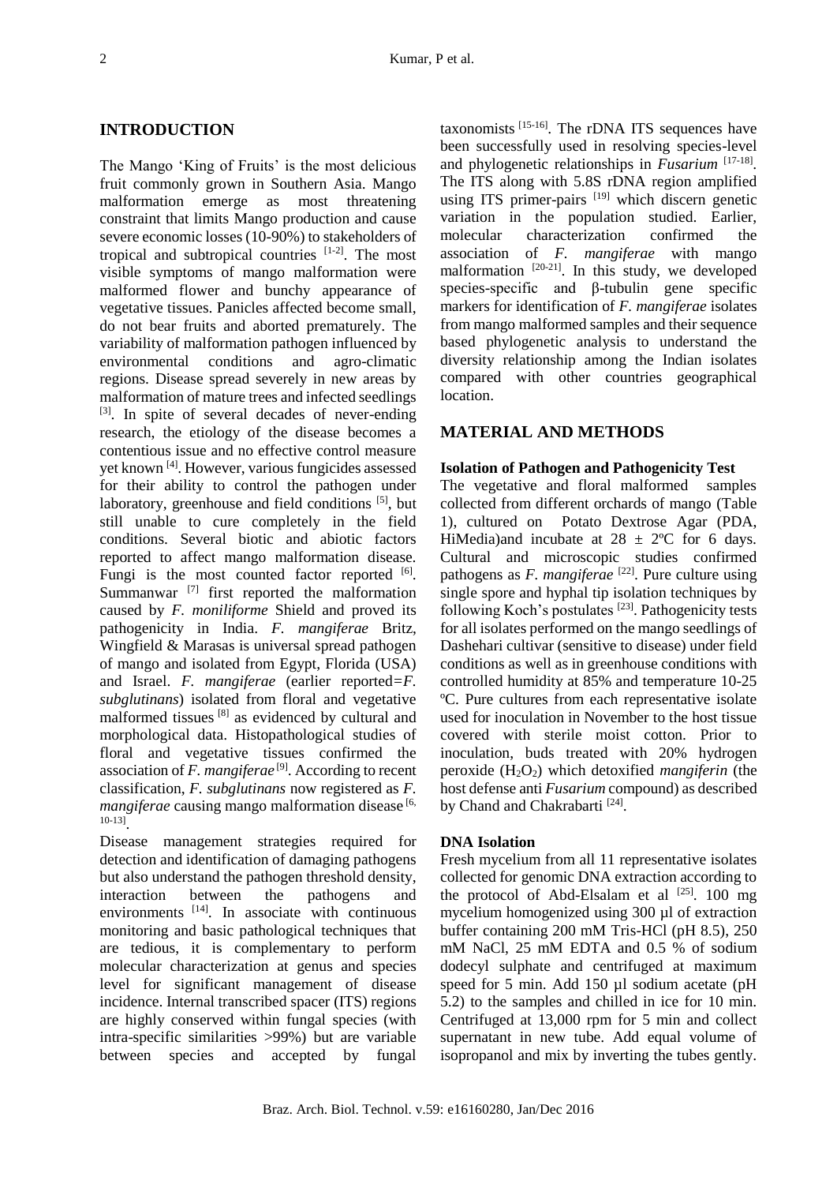## INTRODUCTION

The Mango 'King of Fruits' is the most delicious fruit commonly grown in Southern Asia. Mango malformation emerge as most threatening constraint that limits Mango production and cause severe economic losses (10-90%) to stakeholders of tropical and subtropical countries [1-2]. The most visible symptoms of mango malformation were malformed flower and bunchy appearance of vegetative tissues. Panicles affected become small, do not bear fruits and aborted prematurely. The variability of malformation pathogen influenced by environmental conditions and agro-climatic regions. Disease spread severely in new areas by malformation of mature trees and infected seedlings [3]. In spite of several decades of never-ending research, the etiology of the disease becomes a contentious issue and no effective control measure yet known [4]. However, various fungicides assessed for their ability to control the pathogen under laboratory, greenhouse and field conditions [5], but still unable to cure completely in the field conditions. Several biotic and abiotic factors reported to affect mango malformation disease. Fungi is the most counted factor reported [6]. Summanwar [7] first reported the malformation caused by *F. moniliforme* Shield and proved its pathogenicity in India. *F. mangiferae* Britz, Wingfield & Marasas is universal spread pathogen of mango and isolated from Egypt, Florida (USA) and Israel. *F. mangiferae* (earlier reported=*F. subglutinans*) isolated from floral and vegetative malformed tissues [8] as evidenced by cultural and morphological data. Histopathological studies of floral and vegetative tissues confirmed the association of *F. mangiferae* [9]. According to recent classification, *F. subglutinans* now registered as *F. mangiferae* causing mango malformation disease [6, 10-13].

Disease management strategies required for detection and identification of damaging pathogens but also understand the pathogen threshold density, interaction between the pathogens and environments [14]. In associate with continuous monitoring and basic pathological techniques that are tedious, it is complementary to perform molecular characterization at genus and species level for significant management of disease incidence. Internal transcribed spacer (ITS) regions are highly conserved within fungal species (with intra-specific similarities >99%) but are variable between species and accepted by fungal taxonomists [15-16]. The rDNA ITS sequences have been successfully used in resolving species-level and phylogenetic relationships in *Fusarium* [17-18]. The ITS along with 5.8S rDNA region amplified using ITS primer-pairs [19] which discern genetic variation in the population studied. Earlier, molecular characterization confirmed the association of *F. mangiferae* with mango malformation [20-21]. In this study, we developed species-specific and β-tubulin gene specific markers for identification of *F. mangiferae* isolates from mango malformed samples and their sequence based phylogenetic analysis to understand the diversity relationship among the Indian isolates compared with other countries geographical location.

## MATERIAL AND METHODS

### Isolation of Pathogen and Pathogenicity Test

The vegetative and floral malformed samples collected from different orchards of mango (Table 1), cultured on Potato Dextrose Agar (PDA, HiMedia)and incubate at $28 \pm 2$ºC for 6 days. Cultural and microscopic studies confirmed pathogens as *F. mangiferae* [22]. Pure culture using single spore and hyphal tip isolation techniques by following Koch's postulates [23]. Pathogenicity tests for all isolates performed on the mango seedlings of Dashehari cultivar (sensitive to disease) under field conditions as well as in greenhouse conditions with controlled humidity at 85% and temperature 10-25 ºC. Pure cultures from each representative isolate used for inoculation in November to the host tissue covered with sterile moist cotton. Prior to inoculation, buds treated with 20% hydrogen peroxide ($H_2O_2$) which detoxified *mangiferin* (the host defense anti *Fusarium* compound) as described by Chand and Chakrabarti [24].

### DNA Isolation

Fresh mycelium from all 11 representative isolates collected for genomic DNA extraction according to the protocol of Abd-Elsalam et al [25]. 100 mg mycelium homogenized using 300 µl of extraction buffer containing 200 mM Tris-HCl (pH 8.5), 250 mM NaCl, 25 mM EDTA and 0.5 % of sodium dodecyl sulphate and centrifuged at maximum speed for 5 min. Add 150 µl sodium acetate (pH 5.2) to the samples and chilled in ice for 10 min. Centrifuged at 13,000 rpm for 5 min and collect supernatant in new tube. Add equal volume of isopropanol and mix by inverting the tubes gently.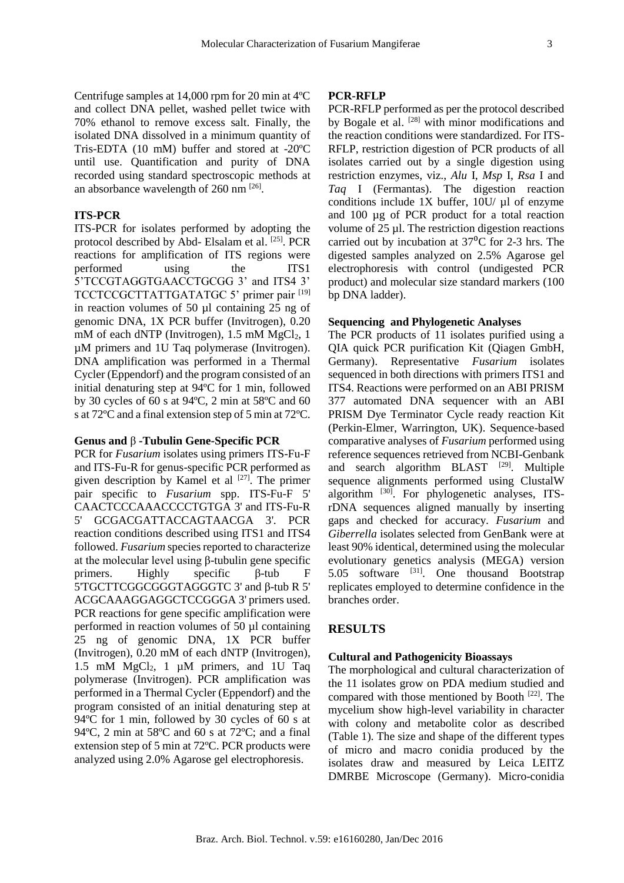Centrifuge samples at 14,000 rpm for 20 min at 4ºC and collect DNA pellet, washed pellet twice with 70% ethanol to remove excess salt. Finally, the isolated DNA dissolved in a minimum quantity of Tris-EDTA (10 mM) buffer and stored at -20ºC until use. Quantification and purity of DNA recorded using standard spectroscopic methods at an absorbance wavelength of 260 nm [26].

**ITS-PCR**

ITS-PCR for isolates performed by adopting the protocol described by Abd- Elsalam et al. [25]. PCR reactions for amplification of ITS regions were performed using the ITS1 5'TCCGTAGGTGAACCTGCGG 3' and ITS4 3' TCCTCCGCTTATTGATATGC 5' primer pair [19] in reaction volumes of 50 µl containing 25 ng of genomic DNA, 1X PCR buffer (Invitrogen), 0.20 mM of each dNTP (Invitrogen), 1.5 mM $MgCl_2$, 1 µM primers and 1U Taq polymerase (Invitrogen). DNA amplification was performed in a Thermal Cycler (Eppendorf) and the program consisted of an initial denaturing step at 94ºC for 1 min, followed by 30 cycles of 60 s at 94ºC, 2 min at 58ºC and 60 s at 72ºC and a final extension step of 5 min at 72ºC.

**Genus and β -Tubulin Gene-Specific PCR**

PCR for *Fusarium* isolates using primers ITS-Fu-F and ITS-Fu-R for genus-specific PCR performed as given description by Kamel et al [27]. The primer pair specific to *Fusarium* spp. ITS-Fu-F 5' CAACTCCCAAACCCCTGTGA 3' and ITS-Fu-R 5' GCGACGATTACCAGTAACGA 3'. PCR reaction conditions described using ITS1 and ITS4 followed. *Fusarium* species reported to characterize at the molecular level using β-tubulin gene specific primers. Highly specific β-tub F 5'TGCTTCGGCGGGTAGGGTC 3' and β-tub R 5' ACGCAAAGGAGGCTCCGGGA 3' primers used. PCR reactions for gene specific amplification were performed in reaction volumes of 50 µl containing 25 ng of genomic DNA, 1X PCR buffer (Invitrogen), 0.20 mM of each dNTP (Invitrogen), 1.5 mM $MgCl_2$, 1 µM primers, and 1U Taq polymerase (Invitrogen). PCR amplification was performed in a Thermal Cycler (Eppendorf) and the program consisted of an initial denaturing step at 94ºC for 1 min, followed by 30 cycles of 60 s at 94ºC, 2 min at 58ºC and 60 s at 72ºC; and a final extension step of 5 min at 72ºC. PCR products were analyzed using 2.0% Agarose gel electrophoresis.

**PCR-RFLP**

PCR-RFLP performed as per the protocol described by Bogale et al. [28] with minor modifications and the reaction conditions were standardized. For ITS-RFLP, restriction digestion of PCR products of all isolates carried out by a single digestion using restriction enzymes, viz., *Alu* I, *Msp* I, *Rsa* I and *Taq* I (Fermantas). The digestion reaction conditions include 1X buffer, 10U/ µl of enzyme and 100 µg of PCR product for a total reaction volume of 25 µl. The restriction digestion reactions carried out by incubation at 37⁰C for 2-3 hrs. The digested samples analyzed on 2.5% Agarose gel electrophoresis with control (undigested PCR product) and molecular size standard markers (100 bp DNA ladder).

**Sequencing and Phylogenetic Analyses**

The PCR products of 11 isolates purified using a QIA quick PCR purification Kit (Qiagen GmbH, Germany). Representative *Fusarium* isolates sequenced in both directions with primers ITS1 and ITS4. Reactions were performed on an ABI PRISM 377 automated DNA sequencer with an ABI PRISM Dye Terminator Cycle ready reaction Kit (Perkin-Elmer, Warrington, UK). Sequence-based comparative analyses of *Fusarium* performed using reference sequences retrieved from NCBI-Genbank and search algorithm BLAST [29]. Multiple sequence alignments performed using ClustalW algorithm [30]. For phylogenetic analyses, ITS-rDNA sequences aligned manually by inserting gaps and checked for accuracy. *Fusarium* and *Giberrella* isolates selected from GenBank were at least 90% identical, determined using the molecular evolutionary genetics analysis (MEGA) version 5.05 software [31]. One thousand Bootstrap replicates employed to determine confidence in the branches order.

## RESULTS

**Cultural and Pathogenicity Bioassays**

The morphological and cultural characterization of the 11 isolates grow on PDA medium studied and compared with those mentioned by Booth [22]. The mycelium show high-level variability in character with colony and metabolite color as described (Table 1). The size and shape of the different types of micro and macro conidia produced by the isolates draw and measured by Leica LEITZ DMRBE Microscope (Germany). Micro-conidia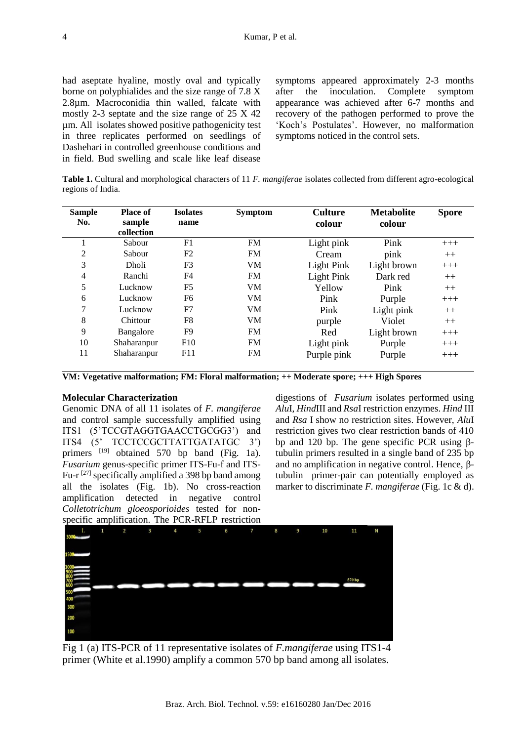had aseptate hyaline, mostly oval and typically borne on polyphialides and the size range of 7.8 X 2.8µm. Macroconidia thin walled, falcate with mostly 2-3 septate and the size range of 25 X 42 µm. All isolates showed positive pathogenicity test in three replicates performed on seedlings of Dashehari in controlled greenhouse conditions and in field. Bud swelling and scale like leaf disease symptoms appeared approximately 2-3 months after the inoculation. Complete symptom appearance was achieved after 6-7 months and recovery of the pathogen performed to prove the 'Koch's Postulates'. However, no malformation symptoms noticed in the control sets.

**Table 1.** Cultural and morphological characters of 11 *F. mangiferae* isolates collected from different agro-ecological regions of India.

| Sample No. | Place of sample collection | Isolates name | Symptom | Culture colour | Metabolite colour | Spore |
|---|---|---|---|---|---|---|
| 1 | Sabour | F1 | FM | Light pink | Pink | +++ |
| 2 | Sabour | F2 | FM | Cream | pink | ++ |
| 3 | Dholi | F3 | VM | Light Pink | Light brown | +++ |
| 4 | Ranchi | F4 | FM | Light Pink | Dark red | ++ |
| 5 | Lucknow | F5 | VM | Yellow | Pink | ++ |
| 6 | Lucknow | F6 | VM | Pink | Purple | +++ |
| 7 | Lucknow | F7 | VM | Pink | Light pink | ++ |
| 8 | Chittour | F8 | VM | purple | Violet | ++ |
| 9 | Bangalore | F9 | FM | Red | Light brown | +++ |
| 10 | Shaharanpur | F10 | FM | Light pink | Purple | +++ |
| 11 | Shaharanpur | F11 | FM | Purple pink | Purple | +++ |

**VM: Vegetative malformation; FM: Floral malformation; ++ Moderate spore; +++ High Spores**

### Molecular Characterization

Genomic DNA of all 11 isolates of *F. mangiferae* and control sample successfully amplified using ITS1 (5'TCCGTAGGTGAACCTGCGG3') and ITS4 (5' TCCTCCGCTTATTGATATGC 3') primers [19] obtained 570 bp band (Fig. 1a). *Fusarium* genus-specific primer ITS-Fu-f and ITS-Fu-r [27] specifically amplified a 398 bp band among all the isolates (Fig. 1b). No cross-reaction amplification detected in negative control *Colletotrichum gloeosporioides* tested for non-specific amplification. The PCR-RFLP restriction digestions of *Fusarium* isolates performed using *Alu*I, *Hind*III and *Rsa*I restriction enzymes. *Hind* III and *Rsa* I show no restriction sites. However, *Alu*I restriction gives two clear restriction bands of 410 bp and 120 bp. The gene specific PCR using β-tubulin primers resulted in a single band of 235 bp and no amplification in negative control. Hence, β-tubulin primer-pair can potentially employed as marker to discriminate *F. mangiferae* (Fig. 1c & d).

Fig 1 (a) ITS-PCR of 11 representative isolates of *F.mangiferae* using ITS1-4 primer (White et al.1990) amplify a common 570 bp band among all isolates.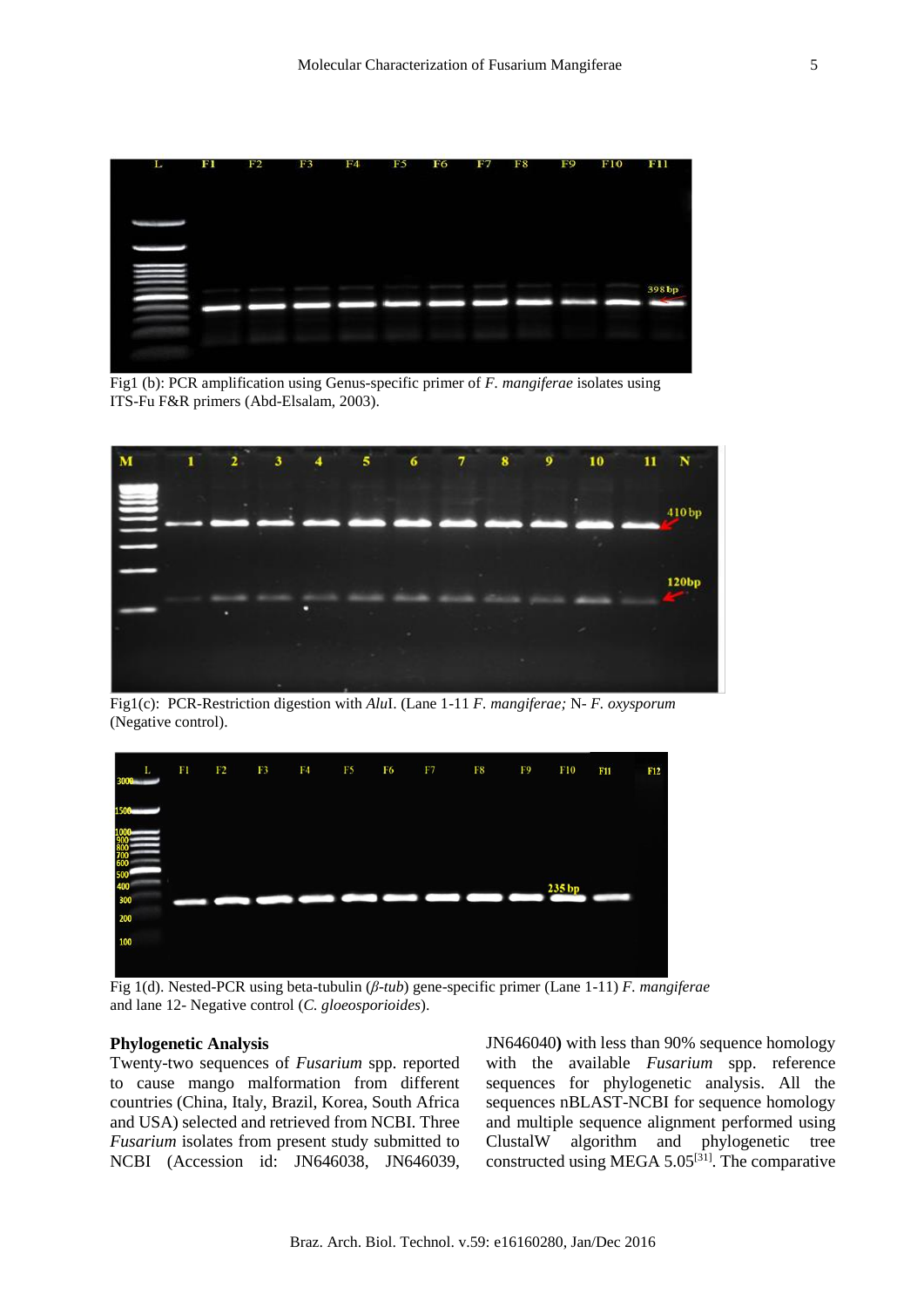Fig1 (b): PCR amplification using Genus-specific primer of *F. mangiferae* isolates using ITS-Fu F&R primers (Abd-Elsalam, 2003).

Fig1(c): PCR-Restriction digestion with *Alu*I. (Lane 1-11 *F. mangiferae;* N- *F. oxysporum* (Negative control).

Fig 1(d). Nested-PCR using beta-tubulin (*β-tub*) gene-specific primer (Lane 1-11) *F. mangiferae* and lane 12- Negative control (*C. gloeosporioides*).

**Phylogenetic Analysis**

Twenty-two sequences of *Fusarium* spp. reported to cause mango malformation from different countries (China, Italy, Brazil, Korea, South Africa and USA) selected and retrieved from NCBI. Three *Fusarium* isolates from present study submitted to NCBI (Accession id: JN646038, JN646039, JN646040**)** with less than 90% sequence homology with the available *Fusarium* spp. reference sequences for phylogenetic analysis. All the sequences nBLAST-NCBI for sequence homology and multiple sequence alignment performed using ClustalW algorithm and phylogenetic tree constructed using MEGA 5.05[31]. The comparative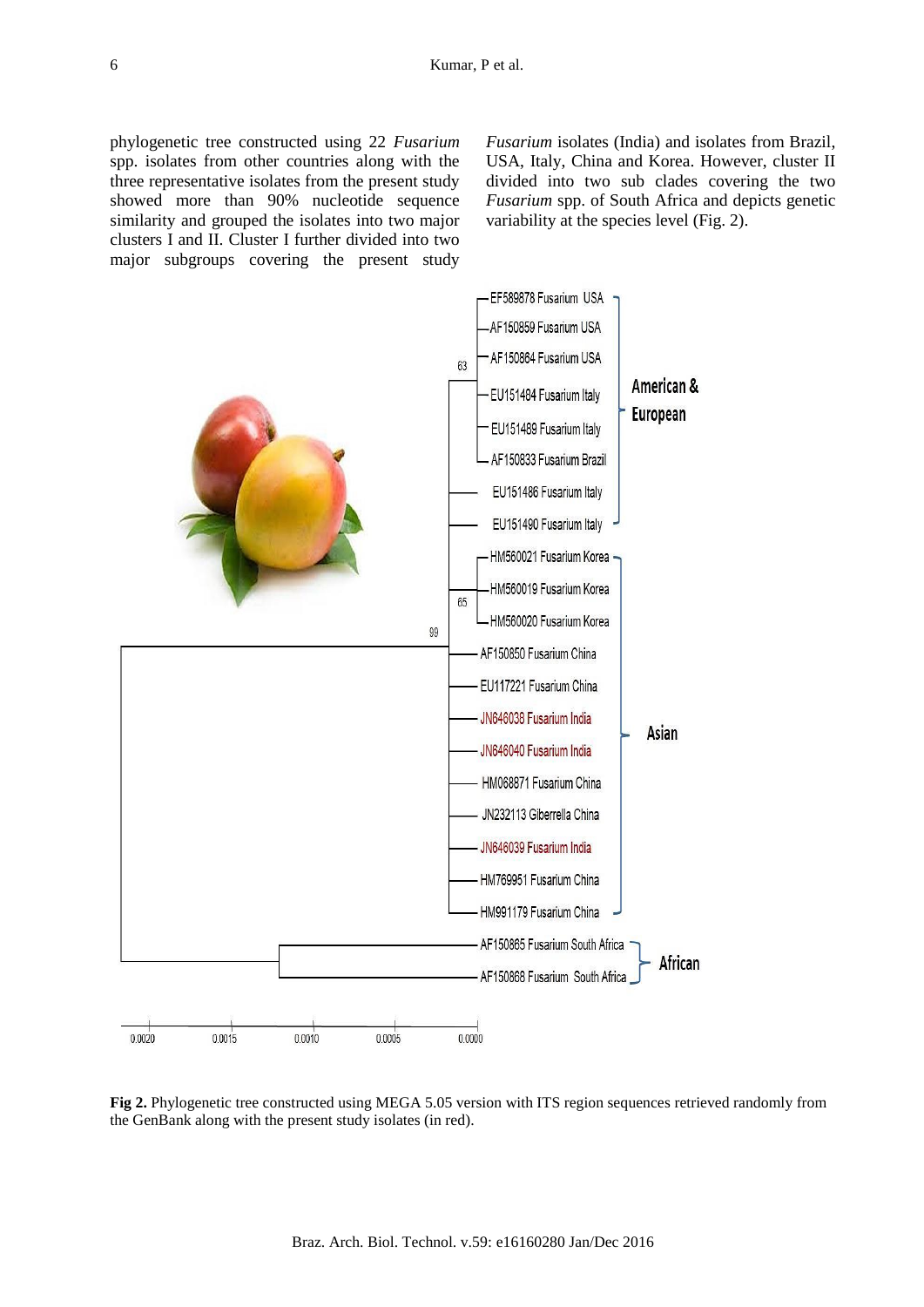phylogenetic tree constructed using 22 *Fusarium* spp. isolates from other countries along with the three representative isolates from the present study showed more than 90% nucleotide sequence similarity and grouped the isolates into two major clusters I and II. Cluster I further divided into two major subgroups covering the present study *Fusarium* isolates (India) and isolates from Brazil, USA, Italy, China and Korea. However, cluster II divided into two sub clades covering the two *Fusarium* spp. of South Africa and depicts genetic variability at the species level (Fig. 2).

**Fig 2.** Phylogenetic tree constructed using MEGA 5.05 version with ITS region sequences retrieved randomly from the GenBank along with the present study isolates (in red).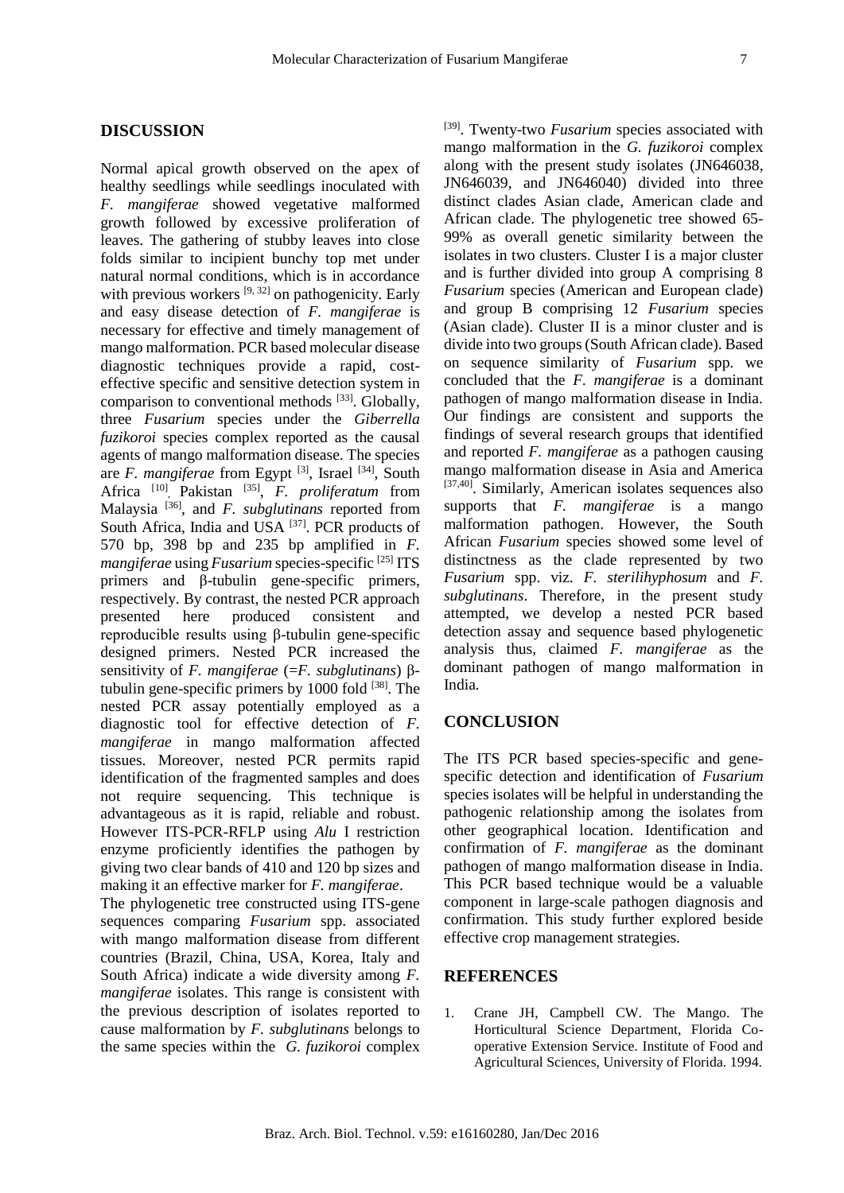## DISCUSSION

Normal apical growth observed on the apex of healthy seedlings while seedlings inoculated with *F. mangiferae* showed vegetative malformed growth followed by excessive proliferation of leaves. The gathering of stubby leaves into close folds similar to incipient bunchy top met under natural normal conditions, which is in accordance with previous workers [9, 32] on pathogenicity. Early and easy disease detection of *F. mangiferae* is necessary for effective and timely management of mango malformation. PCR based molecular disease diagnostic techniques provide a rapid, cost-effective specific and sensitive detection system in comparison to conventional methods [33]. Globally, three *Fusarium* species under the *Giberrella fuzikoroi* species complex reported as the causal agents of mango malformation disease. The species are *F. mangiferae* from Egypt [3], Israel [34], South Africa [10], Pakistan [35], *F. proliferatum* from Malaysia [36], and *F. subglutinans* reported from South Africa, India and USA [37]. PCR products of 570 bp, 398 bp and 235 bp amplified in *F. mangiferae* using *Fusarium* species-specific [25] ITS primers and β-tubulin gene-specific primers, respectively. By contrast, the nested PCR approach presented here produced consistent and reproducible results using β-tubulin gene-specific designed primers. Nested PCR increased the sensitivity of *F. mangiferae* (=*F. subglutinans*) β-tubulin gene-specific primers by 1000 fold [38]. The nested PCR assay potentially employed as a diagnostic tool for effective detection of *F. mangiferae* in mango malformation affected tissues. Moreover, nested PCR permits rapid identification of the fragmented samples and does not require sequencing. This technique is advantageous as it is rapid, reliable and robust. However ITS-PCR-RFLP using *Alu* I restriction enzyme proficiently identifies the pathogen by giving two clear bands of 410 and 120 bp sizes and making it an effective marker for *F. mangiferae*.

The phylogenetic tree constructed using ITS-gene sequences comparing *Fusarium* spp. associated with mango malformation disease from different countries (Brazil, China, USA, Korea, Italy and South Africa) indicate a wide diversity among *F. mangiferae* isolates. This range is consistent with the previous description of isolates reported to cause malformation by *F. subglutinans* belongs to the same species within the *G. fuzikoroi* complex [39]. Twenty-two *Fusarium* species associated with mango malformation in the *G. fuzikoroi* complex along with the present study isolates (JN646038, JN646039, and JN646040) divided into three distinct clades Asian clade, American clade and African clade. The phylogenetic tree showed 65-99% as overall genetic similarity between the isolates in two clusters. Cluster I is a major cluster and is further divided into group A comprising 8 *Fusarium* species (American and European clade) and group B comprising 12 *Fusarium* species (Asian clade). Cluster II is a minor cluster and is divide into two groups (South African clade). Based on sequence similarity of *Fusarium* spp. we concluded that the *F. mangiferae* is a dominant pathogen of mango malformation disease in India. Our findings are consistent and supports the findings of several research groups that identified and reported *F. mangiferae* as a pathogen causing mango malformation disease in Asia and America [37,40]. Similarly, American isolates sequences also supports that *F. mangiferae* is a mango malformation pathogen. However, the South African *Fusarium* species showed some level of distinctness as the clade represented by two *Fusarium* spp. viz. *F. sterilihyphosum* and *F. subglutinans*. Therefore, in the present study attempted, we develop a nested PCR based detection assay and sequence based phylogenetic analysis thus, claimed *F. mangiferae* as the dominant pathogen of mango malformation in India.

## CONCLUSION

The ITS PCR based species-specific and gene-specific detection and identification of *Fusarium* species isolates will be helpful in understanding the pathogenic relationship among the isolates from other geographical location. Identification and confirmation of *F. mangiferae* as the dominant pathogen of mango malformation disease in India. This PCR based technique would be a valuable component in large-scale pathogen diagnosis and confirmation. This study further explored beside effective crop management strategies.

## REFERENCES

1. Crane JH, Campbell CW. The Mango. The Horticultural Science Department, Florida Co-operative Extension Service. Institute of Food and Agricultural Sciences, University of Florida. 1994.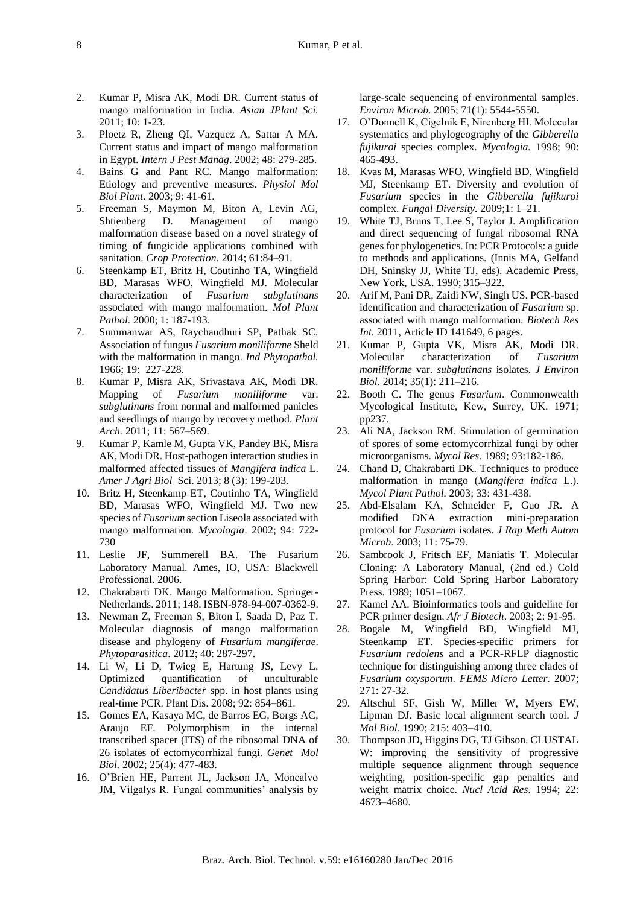2. Kumar P, Misra AK, Modi DR. Current status of mango malformation in India. *Asian JPlant Sci.* 2011; 10: 1-23.
3. Ploetz R, Zheng QI, Vazquez A, Sattar A MA. Current status and impact of mango malformation in Egypt. *Intern J Pest Manag*. 2002; 48: 279-285.
4. Bains G and Pant RC. Mango malformation: Etiology and preventive measures. *Physiol Mol Biol Plant*. 2003; 9: 41-61.
5. Freeman S, Maymon M, Biton A, Levin AG, Shtienberg D. Management of mango malformation disease based on a novel strategy of timing of fungicide applications combined with sanitation. *Crop Protection.* 2014; 61:84–91.
6. Steenkamp ET, Britz H, Coutinho TA, Wingfield BD, Marasas WFO, Wingfield MJ. Molecular characterization of *Fusarium subglutinans* associated with mango malformation. *Mol Plant Pathol.* 2000; 1: 187-193.
7. Summanwar AS, Raychaudhuri SP, Pathak SC. Association of fungus *Fusarium moniliforme* Sheld with the malformation in mango. *Ind Phytopathol.* 1966; 19: 227-228.
8. Kumar P, Misra AK, Srivastava AK, Modi DR. Mapping of *Fusarium moniliforme* var. *subglutinans* from normal and malformed panicles and seedlings of mango by recovery method. *Plant Arch.* 2011; 11: 567–569.
9. Kumar P, Kamle M, Gupta VK, Pandey BK, Misra AK, Modi DR. Host-pathogen interaction studies in malformed affected tissues of *Mangifera indica* L. *Amer J Agri Biol* Sci. 2013; 8 (3): 199-203.
10. Britz H, Steenkamp ET, Coutinho TA, Wingfield BD, Marasas WFO, Wingfield MJ. Two new species of *Fusarium* section Liseola associated with mango malformation. *Mycologia*. 2002; 94: 722-730
11. Leslie JF, Summerell BA. The Fusarium Laboratory Manual. Ames, IO, USA: Blackwell Professional. 2006.
12. Chakrabarti DK. Mango Malformation. Springer-Netherlands. 2011; 148. ISBN-978-94-007-0362-9.
13. Newman Z, Freeman S, Biton I, Saada D, Paz T. Molecular diagnosis of mango malformation disease and phylogeny of *Fusarium mangiferae*. *Phytoparasitica*. 2012; 40: 287-297.
14. Li W, Li D, Twieg E, Hartung JS, Levy L. Optimized quantification of unculturable *Candidatus Liberibacter* spp. in host plants using real-time PCR. Plant Dis. 2008; 92: 854–861.
15. Gomes EA, Kasaya MC, de Barros EG, Borgs AC, Araujo EF. Polymorphism in the internal transcribed spacer (ITS) of the ribosomal DNA of 26 isolates of ectomycorrhizal fungi. *Genet Mol Biol.* 2002; 25(4): 477-483.
16. O'Brien HE, Parrent JL, Jackson JA, Moncalvo JM, Vilgalys R. Fungal communities' analysis by large-scale sequencing of environmental samples. *Environ Microb.* 2005; 71(1): 5544-5550.
17. O'Donnell K, Cigelnik E, Nirenberg HI. Molecular systematics and phylogeography of the *Gibberella fujikuroi* species complex. *Mycologia.* 1998; 90: 465-493.
18. Kvas M, Marasas WFO, Wingfield BD, Wingfield MJ, Steenkamp ET. Diversity and evolution of *Fusarium* species in the *Gibberella fujikuroi* complex. *Fungal Diversity.* 2009;1: 1–21.
19. White TJ, Bruns T, Lee S, Taylor J. Amplification and direct sequencing of fungal ribosomal RNA genes for phylogenetics. In: PCR Protocols: a guide to methods and applications. (Innis MA, Gelfand DH, Sninsky JJ, White TJ, eds). Academic Press, New York, USA. 1990; 315–322.
20. Arif M, Pani DR, Zaidi NW, Singh US. PCR-based identification and characterization of *Fusarium* sp. associated with mango malformation. *Biotech Res Int.* 2011, Article ID 141649, 6 pages.
21. Kumar P, Gupta VK, Misra AK, Modi DR. Molecular characterization of *Fusarium moniliforme* var. *subglutinans* isolates. *J Environ Biol*. 2014; 35(1): 211–216.
22. Booth C. The genus *Fusarium*. Commonwealth Mycological Institute, Kew, Surrey, UK. 1971; pp237.
23. Ali NA, Jackson RM. Stimulation of germination of spores of some ectomycorrhizal fungi by other microorganisms. *Mycol Res.* 1989; 93:182-186.
24. Chand D, Chakrabarti DK. Techniques to produce malformation in mango (*Mangifera indica* L.). *Mycol Plant Pathol.* 2003; 33: 431-438.
25. Abd-Elsalam KA, Schneider F, Guo JR. A modified DNA extraction mini-preparation protocol for *Fusarium* isolates. *J Rap Meth Autom Microb*. 2003; 11: 75-79.
26. Sambrook J, Fritsch EF, Maniatis T. Molecular Cloning: A Laboratory Manual, (2nd ed.) Cold Spring Harbor: Cold Spring Harbor Laboratory Press. 1989; 1051–1067.
27. Kamel AA. Bioinformatics tools and guideline for PCR primer design. *Afr J Biotech*. 2003; 2: 91-95.
28. Bogale M, Wingfield BD, Wingfield MJ, Steenkamp ET. Species-specific primers for *Fusarium redolens* and a PCR-RFLP diagnostic technique for distinguishing among three clades of *Fusarium oxysporum*. *FEMS Micro Letter*. 2007; 271: 27-32.
29. Altschul SF, Gish W, Miller W, Myers EW, Lipman DJ. Basic local alignment search tool. *J Mol Biol*. 1990; 215: 403–410.
30. Thompson JD, Higgins DG, TJ Gibson. CLUSTAL W: improving the sensitivity of progressive multiple sequence alignment through sequence weighting, position-specific gap penalties and weight matrix choice. *Nucl Acid Res*. 1994; 22: 4673–4680.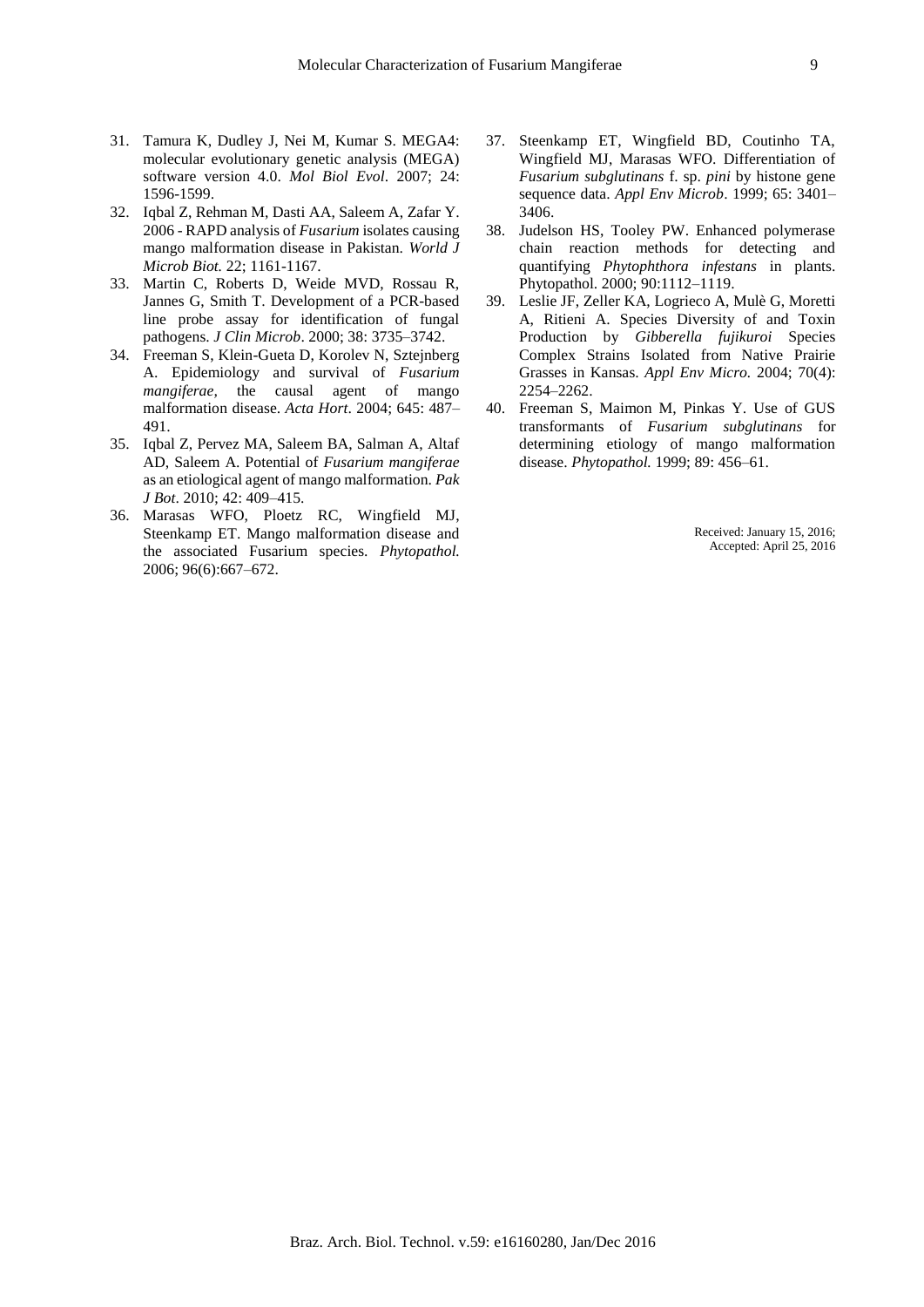31. Tamura K, Dudley J, Nei M, Kumar S. MEGA4: molecular evolutionary genetic analysis (MEGA) software version 4.0. *Mol Biol Evol*. 2007; 24: 1596-1599.
32. Iqbal Z, Rehman M, Dasti AA, Saleem A, Zafar Y. 2006 - RAPD analysis of *Fusarium* isolates causing mango malformation disease in Pakistan. *World J Microb Biot.* 22; 1161-1167.
33. Martin C, Roberts D, Weide MVD, Rossau R, Jannes G, Smith T. Development of a PCR-based line probe assay for identification of fungal pathogens. *J Clin Microb*. 2000; 38: 3735–3742.
34. Freeman S, Klein-Gueta D, Korolev N, Sztejnberg A. Epidemiology and survival of *Fusarium mangiferae,* the causal agent of mango malformation disease. *Acta Hort*. 2004; 645: 487–491.
35. Iqbal Z, Pervez MA, Saleem BA, Salman A, Altaf AD, Saleem A. Potential of *Fusarium mangiferae* as an etiological agent of mango malformation. *Pak J Bot*. 2010; 42: 409–415.
36. Marasas WFO, Ploetz RC, Wingfield MJ, Steenkamp ET. Mango malformation disease and the associated Fusarium species. *Phytopathol.* 2006; 96(6):667–672.
37. Steenkamp ET, Wingfield BD, Coutinho TA, Wingfield MJ, Marasas WFO. Differentiation of *Fusarium subglutinans* f. sp. *pini* by histone gene sequence data. *Appl Env Microb*. 1999; 65: 3401–3406.
38. Judelson HS, Tooley PW. Enhanced polymerase chain reaction methods for detecting and quantifying *Phytophthora infestans* in plants. Phytopathol. 2000; 90:1112–1119.
39. Leslie JF, Zeller KA, Logrieco A, Mulè G, Moretti A, Ritieni A. Species Diversity of and Toxin Production by *Gibberella fujikuroi* Species Complex Strains Isolated from Native Prairie Grasses in Kansas. *Appl Env Micro.* 2004; 70(4): 2254–2262.
40. Freeman S, Maimon M, Pinkas Y. Use of GUS transformants of *Fusarium subglutinans* for determining etiology of mango malformation disease. *Phytopathol.* 1999; 89: 456–61.

Received: January 15, 2016;
Accepted: April 25, 2016